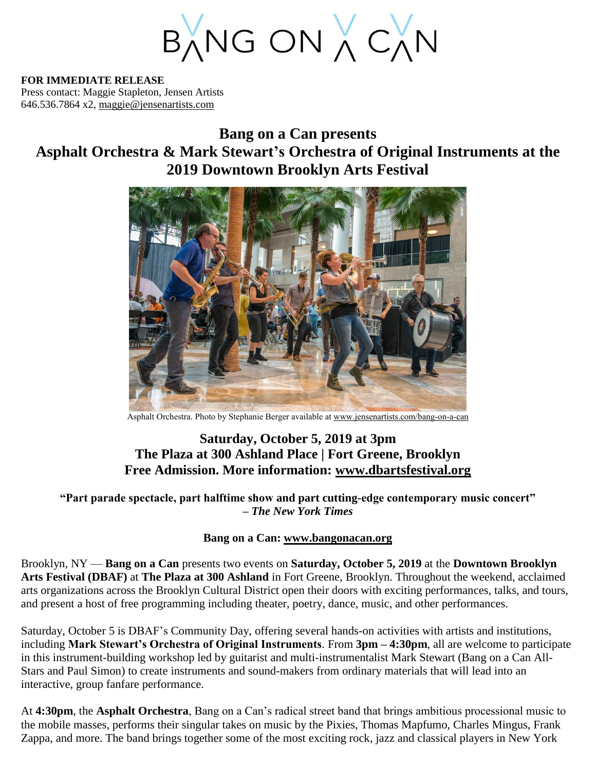# BANG ON A CAN

**FOR IMMEDIATE RELEASE**
Press contact: Maggie Stapleton, Jensen Artists
646.536.7864 x2, maggie@jensenartists.com

## Bang on a Can presents
## Asphalt Orchestra & Mark Stewart's Orchestra of Original Instruments at the 2019 Downtown Brooklyn Arts Festival

Asphalt Orchestra. Photo by Stephanie Berger available at www.jensenartists.com/bang-on-a-can

### Saturday, October 5, 2019 at 3pm
### The Plaza at 300 Ashland Place | Fort Greene, Brooklyn
### Free Admission. More information: www.dbartsfestival.org

**"Part parade spectacle, part halftime show and part cutting-edge contemporary music concert"**
**– *The New York Times***

**Bang on a Can: www.bangonacan.org**

Brooklyn, NY — **Bang on a Can** presents two events on **Saturday, October 5, 2019** at the **Downtown Brooklyn Arts Festival (DBAF)** at **The Plaza at 300 Ashland** in Fort Greene, Brooklyn. Throughout the weekend, acclaimed arts organizations across the Brooklyn Cultural District open their doors with exciting performances, talks, and tours, and present a host of free programming including theater, poetry, dance, music, and other performances.

Saturday, October 5 is DBAF's Community Day, offering several hands-on activities with artists and institutions, including **Mark Stewart's Orchestra of Original Instruments**. From **3pm – 4:30pm**, all are welcome to participate in this instrument-building workshop led by guitarist and multi-instrumentalist Mark Stewart (Bang on a Can All-Stars and Paul Simon) to create instruments and sound-makers from ordinary materials that will lead into an interactive, group fanfare performance.

At **4:30pm**, the **Asphalt Orchestra**, Bang on a Can's radical street band that brings ambitious processional music to the mobile masses, performs their singular takes on music by the Pixies, Thomas Mapfumo, Charles Mingus, Frank Zappa, and more. The band brings together some of the most exciting rock, jazz and classical players in New York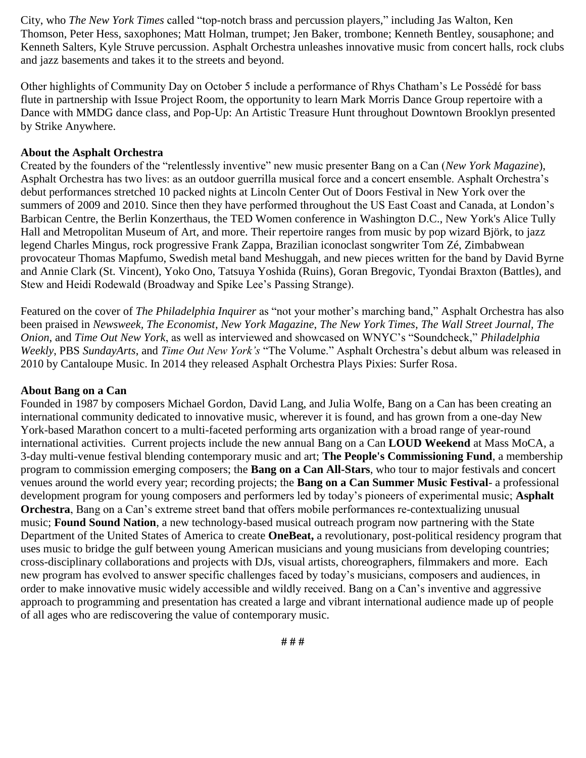City, who *The New York Times* called "top-notch brass and percussion players," including Jas Walton, Ken Thomson, Peter Hess, saxophones; Matt Holman, trumpet; Jen Baker, trombone; Kenneth Bentley, sousaphone; and Kenneth Salters, Kyle Struve percussion. Asphalt Orchestra unleashes innovative music from concert halls, rock clubs and jazz basements and takes it to the streets and beyond.

Other highlights of Community Day on October 5 include a performance of Rhys Chatham's Le Possédé for bass flute in partnership with Issue Project Room, the opportunity to learn Mark Morris Dance Group repertoire with a Dance with MMDG dance class, and Pop-Up: An Artistic Treasure Hunt throughout Downtown Brooklyn presented by Strike Anywhere.

**About the Asphalt Orchestra**

Created by the founders of the "relentlessly inventive" new music presenter Bang on a Can (*New York Magazine*), Asphalt Orchestra has two lives: as an outdoor guerrilla musical force and a concert ensemble. Asphalt Orchestra's debut performances stretched 10 packed nights at Lincoln Center Out of Doors Festival in New York over the summers of 2009 and 2010. Since then they have performed throughout the US East Coast and Canada, at London's Barbican Centre, the Berlin Konzerthaus, the TED Women conference in Washington D.C., New York's Alice Tully Hall and Metropolitan Museum of Art, and more. Their repertoire ranges from music by pop wizard Björk, to jazz legend Charles Mingus, rock progressive Frank Zappa, Brazilian iconoclast songwriter Tom Zé, Zimbabwean provocateur Thomas Mapfumo, Swedish metal band Meshuggah, and new pieces written for the band by David Byrne and Annie Clark (St. Vincent), Yoko Ono, Tatsuya Yoshida (Ruins), Goran Bregovic, Tyondai Braxton (Battles), and Stew and Heidi Rodewald (Broadway and Spike Lee's Passing Strange).

Featured on the cover of *The Philadelphia Inquirer* as "not your mother's marching band," Asphalt Orchestra has also been praised in *Newsweek, The Economist*, *New York Magazine, The New York Times*, *The Wall Street Journal, The Onion*, and *Time Out New York*, as well as interviewed and showcased on WNYC's "Soundcheck," *Philadelphia Weekly*, PBS *SundayArts*, and *Time Out New York's* "The Volume." Asphalt Orchestra's debut album was released in 2010 by Cantaloupe Music. In 2014 they released Asphalt Orchestra Plays Pixies: Surfer Rosa.

**About Bang on a Can**

Founded in 1987 by composers Michael Gordon, David Lang, and Julia Wolfe, Bang on a Can has been creating an international community dedicated to innovative music, wherever it is found, and has grown from a one-day New York-based Marathon concert to a multi-faceted performing arts organization with a broad range of year-round international activities. Current projects include the new annual Bang on a Can **LOUD Weekend** at Mass MoCA, a 3-day multi-venue festival blending contemporary music and art; **The People's Commissioning Fund**, a membership program to commission emerging composers; the **Bang on a Can All-Stars**, who tour to major festivals and concert venues around the world every year; recording projects; the **Bang on a Can Summer Music Festival**- a professional development program for young composers and performers led by today's pioneers of experimental music; **Asphalt Orchestra**, Bang on a Can's extreme street band that offers mobile performances re-contextualizing unusual music; **Found Sound Nation**, a new technology-based musical outreach program now partnering with the State Department of the United States of America to create **OneBeat,** a revolutionary, post-political residency program that uses music to bridge the gulf between young American musicians and young musicians from developing countries; cross-disciplinary collaborations and projects with DJs, visual artists, choreographers, filmmakers and more. Each new program has evolved to answer specific challenges faced by today's musicians, composers and audiences, in order to make innovative music widely accessible and wildly received. Bang on a Can's inventive and aggressive approach to programming and presentation has created a large and vibrant international audience made up of people of all ages who are rediscovering the value of contemporary music.

**# # #**